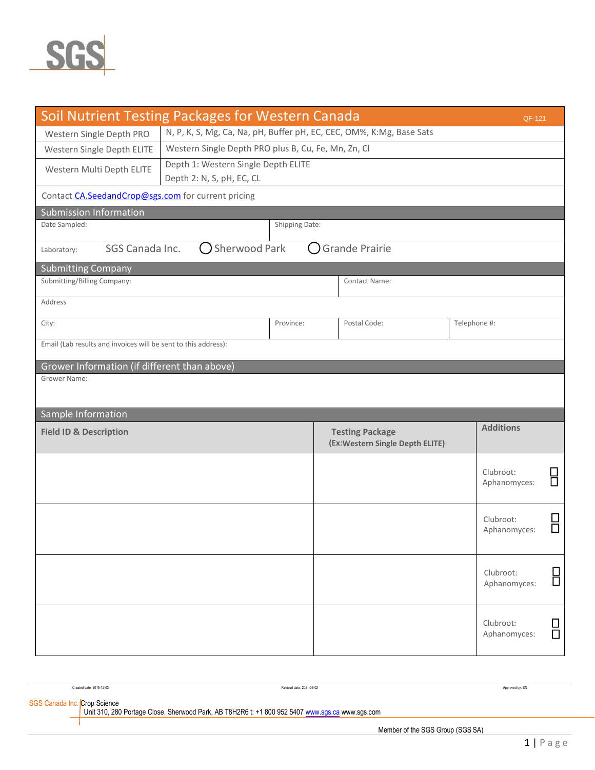SGS

# Soil Nutrient Testing Packages for Western Canada

QF-121

| Package | Contents |
|---|---|
| Western Single Depth PRO | N, P, K, S, Mg, Ca, Na, pH, Buffer pH, EC, CEC, OM%, K:Mg, Base Sats |
| Western Single Depth ELITE | Western Single Depth PRO plus B, Cu, Fe, Mn, Zn, Cl |
| Western Multi Depth ELITE | Depth 1: Western Single Depth ELITE<br>Depth 2: N, S, pH, EC, CL |

Contact CA.SeedandCrop@sgs.com for current pricing

## Submission Information

| Date Sampled: | Shipping Date: |
|---|---|

Laboratory: SGS Canada Inc. ◯ Sherwood Park ◯ Grande Prairie

## Submitting Company

| Submitting/Billing Company: | | | Contact Name: |
|---|---|---|---|
| Address | | | |
| City: | Province: | Postal Code: | Telephone #: |

Email (Lab results and invoices will be sent to this address):

## Grower Information (if different than above)

Grower Name:

## Sample Information

| Field ID & Description | Testing Package (Ex:Western Single Depth ELITE) | Additions |
|---|---|---|
| | | Clubroot: ☐<br>Aphanomyces: ☐ |
| | | Clubroot: ☐<br>Aphanomyces: ☐ |
| | | Clubroot: ☐<br>Aphanomyces: ☐ |
| | | Clubroot: ☐<br>Aphanomyces: ☐ |

Created date: 2018-12-03 Revised date: 2021-09-02 Approved by: SN

SGS Canada Inc. Crop Science
Unit 310, 280 Portage Close, Sherwood Park, AB T8H2R6 t: +1 800 952 5407 www.sgs.ca www.sgs.com

Member of the SGS Group (SGS SA)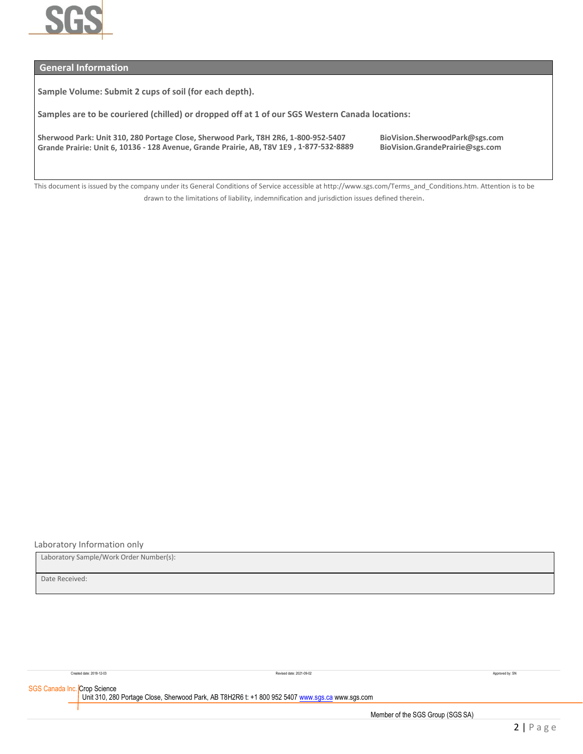## General Information

**Sample Volume: Submit 2 cups of soil (for each depth).**

**Samples are to be couriered (chilled) or dropped off at 1 of our SGS Western Canada locations:**

**Sherwood Park: Unit 310, 280 Portage Close, Sherwood Park, T8H 2R6, 1-800-952-5407** **BioVision.SherwoodPark@sgs.com**
**Grande Prairie: Unit 6, 10136 - 128 Avenue, Grande Prairie, AB, T8V 1E9 , 1-877-532-8889** **BioVision.GrandePrairie@sgs.com**

This document is issued by the company under its General Conditions of Service accessible at http://www.sgs.com/Terms_and_Conditions.htm. Attention is to be drawn to the limitations of liability, indemnification and jurisdiction issues defined therein.

Laboratory Information only

| | |
|---|---|
| Laboratory Sample/Work Order Number(s): | |
| Date Received: | |

Created date: 2018-12-03 Revised date: 2021-09-02 Approved by: SN

SGS Canada Inc. Crop Science
Unit 310, 280 Portage Close, Sherwood Park, AB T8H2R6 t: +1 800 952 5407 www.sgs.ca www.sgs.com

Member of the SGS Group (SGS SA)